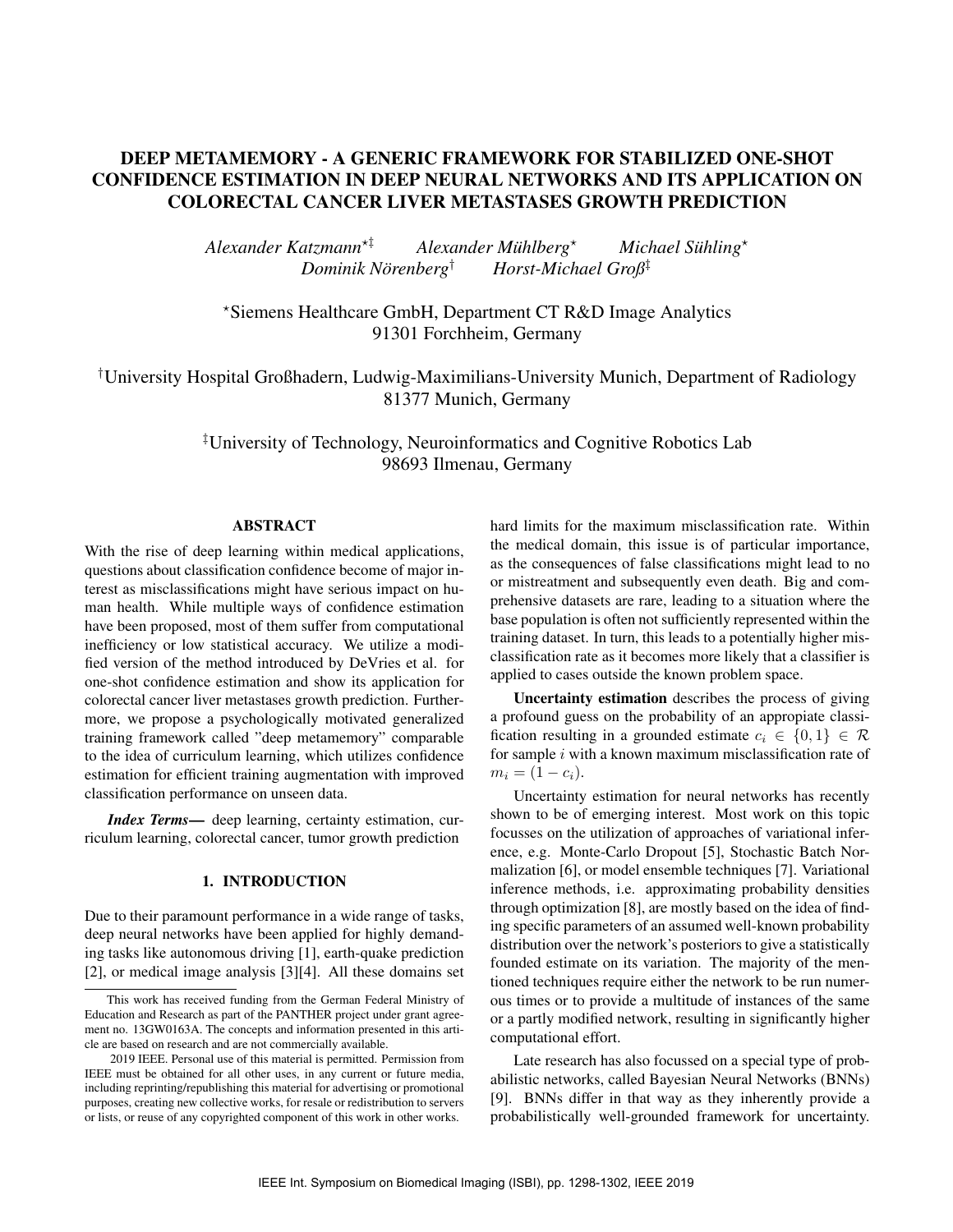# DEEP METAMEMORY - A GENERIC FRAMEWORK FOR STABILIZED ONE-SHOT CONFIDENCE ESTIMATION IN DEEP NEURAL NETWORKS AND ITS APPLICATION ON COLORECTAL CANCER LIVER METASTASES GROWTH PREDICTION

*Alexander Katzmann*[⋆‡] *Alexander Mühlberg*[⋆] *Michael Sühling*[⋆]
*Dominik Nörenberg*[†] *Horst-Michael Groß*[‡]

[⋆]Siemens Healthcare GmbH, Department CT R&D Image Analytics
91301 Forchheim, Germany

[†]University Hospital Großhadern, Ludwig-Maximilians-University Munich, Department of Radiology
81377 Munich, Germany

[‡]University of Technology, Neuroinformatics and Cognitive Robotics Lab
98693 Ilmenau, Germany

## ABSTRACT

With the rise of deep learning within medical applications, questions about classification confidence become of major interest as misclassifications might have serious impact on human health. While multiple ways of confidence estimation have been proposed, most of them suffer from computational inefficiency or low statistical accuracy. We utilize a modified version of the method introduced by DeVries et al. for one-shot confidence estimation and show its application for colorectal cancer liver metastases growth prediction. Furthermore, we propose a psychologically motivated generalized training framework called "deep metamemory" comparable to the idea of curriculum learning, which utilizes confidence estimation for efficient training augmentation with improved classification performance on unseen data.

***Index Terms***— deep learning, certainty estimation, curriculum learning, colorectal cancer, tumor growth prediction

## 1. INTRODUCTION

Due to their paramount performance in a wide range of tasks, deep neural networks have been applied for highly demanding tasks like autonomous driving [1], earth-quake prediction [2], or medical image analysis [3][4]. All these domains set hard limits for the maximum misclassification rate. Within the medical domain, this issue is of particular importance, as the consequences of false classifications might lead to no or mistreatment and subsequently even death. Big and comprehensive datasets are rare, leading to a situation where the base population is often not sufficiently represented within the training dataset. In turn, this leads to a potentially higher misclassification rate as it becomes more likely that a classifier is applied to cases outside the known problem space.

**Uncertainty estimation** describes the process of giving a profound guess on the probability of an appropiate classification resulting in a grounded estimate $c_i \in \{0, 1\} \in \mathcal{R}$ for sample $i$ with a known maximum misclassification rate of $m_i = (1 - c_i)$.

Uncertainty estimation for neural networks has recently shown to be of emerging interest. Most work on this topic focusses on the utilization of approaches of variational inference, e.g. Monte-Carlo Dropout [5], Stochastic Batch Normalization [6], or model ensemble techniques [7]. Variational inference methods, i.e. approximating probability densities through optimization [8], are mostly based on the idea of finding specific parameters of an assumed well-known probability distribution over the network's posteriors to give a statistically founded estimate on its variation. The majority of the mentioned techniques require either the network to be run numerous times or to provide a multitude of instances of the same or a partly modified network, resulting in significantly higher computational effort.

Late research has also focussed on a special type of probabilistic networks, called Bayesian Neural Networks (BNNs) [9]. BNNs differ in that way as they inherently provide a probabilistically well-grounded framework for uncertainty.

This work has received funding from the German Federal Ministry of Education and Research as part of the PANTHER project under grant agreement no. 13GW0163A. The concepts and information presented in this article are based on research and are not commercially available.

2019 IEEE. Personal use of this material is permitted. Permission from IEEE must be obtained for all other uses, in any current or future media, including reprinting/republishing this material for advertising or promotional purposes, creating new collective works, for resale or redistribution to servers or lists, or reuse of any copyrighted component of this work in other works.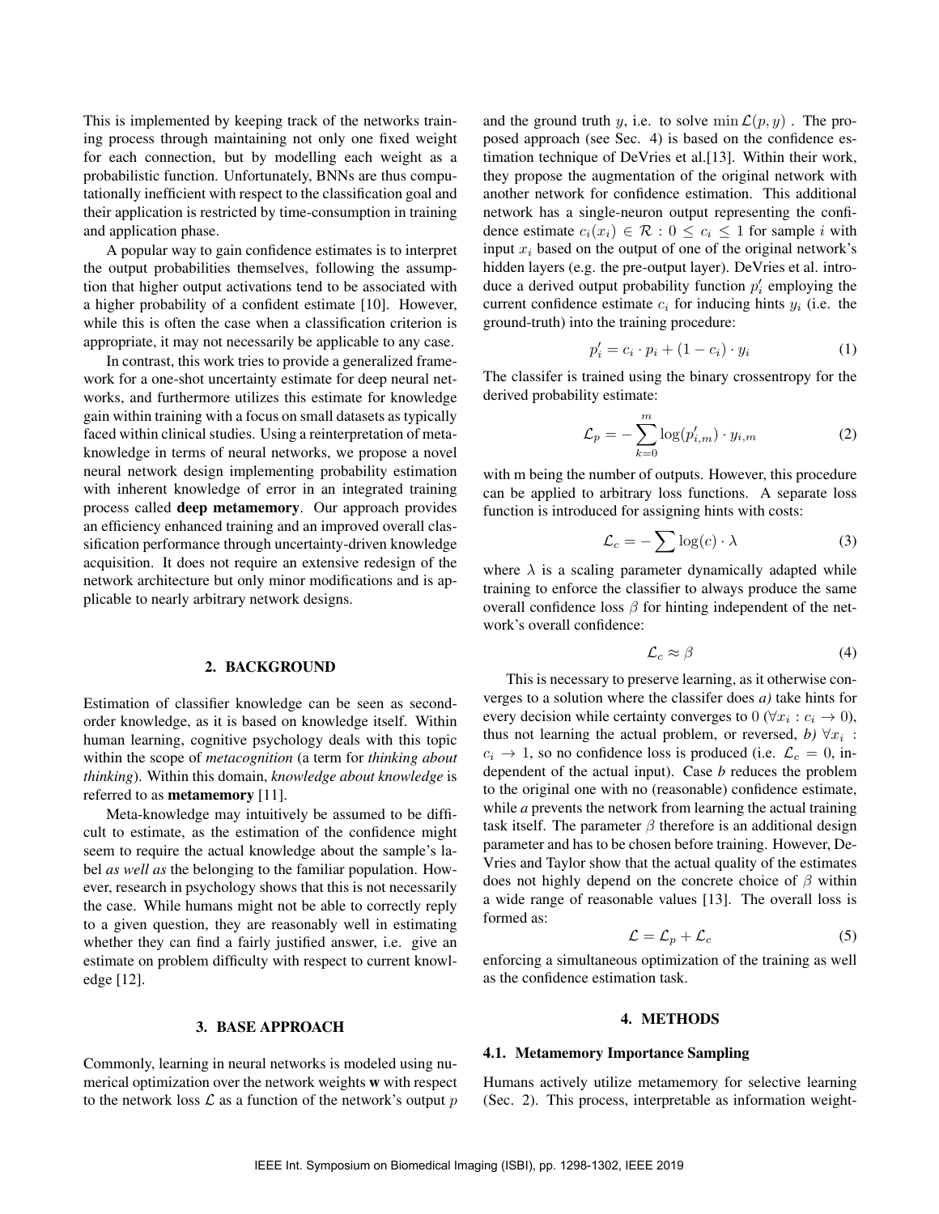This is implemented by keeping track of the networks training process through maintaining not only one fixed weight for each connection, but by modelling each weight as a probabilistic function. Unfortunately, BNNs are thus computationally inefficient with respect to the classification goal and their application is restricted by time-consumption in training and application phase.

A popular way to gain confidence estimates is to interpret the output probabilities themselves, following the assumption that higher output activations tend to be associated with a higher probability of a confident estimate [10]. However, while this is often the case when a classification criterion is appropriate, it may not necessarily be applicable to any case.

In contrast, this work tries to provide a generalized framework for a one-shot uncertainty estimate for deep neural networks, and furthermore utilizes this estimate for knowledge gain within training with a focus on small datasets as typically faced within clinical studies. Using a reinterpretation of metaknowledge in terms of neural networks, we propose a novel neural network design implementing probability estimation with inherent knowledge of error in an integrated training process called **deep metamemory**. Our approach provides an efficiency enhanced training and an improved overall classification performance through uncertainty-driven knowledge acquisition. It does not require an extensive redesign of the network architecture but only minor modifications and is applicable to nearly arbitrary network designs.

## 2. BACKGROUND

Estimation of classifier knowledge can be seen as second-order knowledge, as it is based on knowledge itself. Within human learning, cognitive psychology deals with this topic within the scope of *metacognition* (a term for *thinking about thinking*). Within this domain, *knowledge about knowledge* is referred to as **metamemory** [11].

Meta-knowledge may intuitively be assumed to be difficult to estimate, as the estimation of the confidence might seem to require the actual knowledge about the sample's label *as well as* the belonging to the familiar population. However, research in psychology shows that this is not necessarily the case. While humans might not be able to correctly reply to a given question, they are reasonably well in estimating whether they can find a fairly justified answer, i.e. give an estimate on problem difficulty with respect to current knowledge [12].

## 3. BASE APPROACH

Commonly, learning in neural networks is modeled using numerical optimization over the network weights $\mathbf{w}$ with respect to the network loss $\mathcal{L}$ as a function of the network's output $p$ and the ground truth $y$, i.e. to solve $\min \mathcal{L}(p, y)$ . The proposed approach (see Sec. 4) is based on the confidence estimation technique of DeVries et al.[13]. Within their work, they propose the augmentation of the original network with another network for confidence estimation. This additional network has a single-neuron output representing the confidence estimate $c_i(x_i) \in \mathcal{R} : 0 \leq c_i \leq 1$ for sample $i$ with input $x_i$ based on the output of one of the original network's hidden layers (e.g. the pre-output layer). DeVries et al. introduce a derived output probability function $p'_i$ employing the current confidence estimate $c_i$ for inducing hints $y_i$ (i.e. the ground-truth) into the training procedure:

$$p'_i = c_i \cdot p_i + (1 - c_i) \cdot y_i \tag{1}$$

The classifer is trained using the binary crossentropy for the derived probability estimate:

$$\mathcal{L}_p = -\sum_{k=0}^{m} \log(p'_{i,m}) \cdot y_{i,m} \tag{2}$$

with m being the number of outputs. However, this procedure can be applied to arbitrary loss functions. A separate loss function is introduced for assigning hints with costs:

$$\mathcal{L}_c = -\sum \log(c) \cdot \lambda \tag{3}$$

where $\lambda$ is a scaling parameter dynamically adapted while training to enforce the classifier to always produce the same overall confidence loss $\beta$ for hinting independent of the network's overall confidence:

$$\mathcal{L}_c \approx \beta \tag{4}$$

This is necessary to preserve learning, as it otherwise converges to a solution where the classifer does *a)* take hints for every decision while certainty converges to 0 ($\forall x_i : c_i \to 0$), thus not learning the actual problem, or reversed, *b)* $\forall x_i : c_i \to 1$, so no confidence loss is produced (i.e. $\mathcal{L}_c = 0$, independent of the actual input). Case *b* reduces the problem to the original one with no (reasonable) confidence estimate, while *a* prevents the network from learning the actual training task itself. The parameter $\beta$ therefore is an additional design parameter and has to be chosen before training. However, DeVries and Taylor show that the actual quality of the estimates does not highly depend on the concrete choice of $\beta$ within a wide range of reasonable values [13]. The overall loss is formed as:

$$\mathcal{L} = \mathcal{L}_p + \mathcal{L}_c \tag{5}$$

enforcing a simultaneous optimization of the training as well as the confidence estimation task.

## 4. METHODS

### 4.1. Metamemory Importance Sampling

Humans actively utilize metamemory for selective learning (Sec. 2). This process, interpretable as information weight-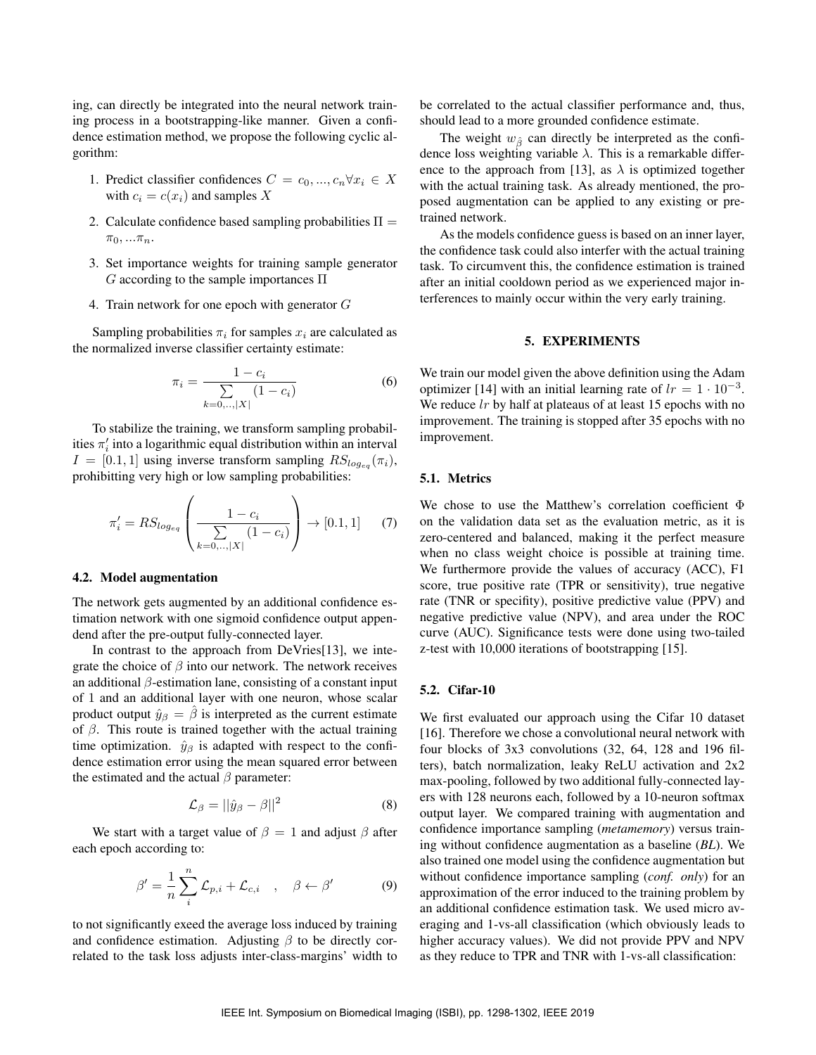ing, can directly be integrated into the neural network training process in a bootstrapping-like manner. Given a confidence estimation method, we propose the following cyclic algorithm:

1. Predict classifier confidences $C = c_0, ..., c_n \forall x_i \in X$ with $c_i = c(x_i)$ and samples $X$
2. Calculate confidence based sampling probabilities $\Pi = \pi_0, ... \pi_n$.
3. Set importance weights for training sample generator $G$ according to the sample importances $\Pi$
4. Train network for one epoch with generator $G$

Sampling probabilities $\pi_i$ for samples $x_i$ are calculated as the normalized inverse classifier certainty estimate:

$$\pi_i = \frac{1 - c_i}{\sum\limits_{k=0,..,|X|} (1 - c_i)} \tag{6}$$

To stabilize the training, we transform sampling probabilities $\pi_i'$ into a logarithmic equal distribution within an interval $I = [0.1, 1]$ using inverse transform sampling $RS_{log_{eq}}(\pi_i)$, prohibitting very high or low sampling probabilities:

$$\pi_i' = RS_{log_{eq}} \left( \frac{1 - c_i}{\sum\limits_{k=0,..,|X|} (1 - c_i)} \right) \rightarrow [0.1, 1] \tag{7}$$

### 4.2. Model augmentation

The network gets augmented by an additional confidence estimation network with one sigmoid confidence output appendend after the pre-output fully-connected layer.

In contrast to the approach from DeVries[13], we integrate the choice of $\beta$ into our network. The network receives an additional $\beta$-estimation lane, consisting of a constant input of 1 and an additional layer with one neuron, whose scalar product output $\hat{y}_\beta = \hat{\beta}$ is interpreted as the current estimate of $\beta$. This route is trained together with the actual training time optimization. $\hat{y}_\beta$ is adapted with respect to the confidence estimation error using the mean squared error between the estimated and the actual $\beta$ parameter:

$$\mathcal{L}_\beta = ||\hat{y}_\beta - \beta||^2 \tag{8}$$

We start with a target value of $\beta = 1$ and adjust $\beta$ after each epoch according to:

$$\beta' = \frac{1}{n} \sum_i^n \mathcal{L}_{p,i} + \mathcal{L}_{c,i} \quad , \quad \beta \leftarrow \beta' \tag{9}$$

to not significantly exeed the average loss induced by training and confidence estimation. Adjusting $\beta$ to be directly correlated to the task loss adjusts inter-class-margins' width to be correlated to the actual classifier performance and, thus, should lead to a more grounded confidence estimate.

The weight $w_{\hat{\beta}}$ can directly be interpreted as the confidence loss weighting variable $\lambda$. This is a remarkable difference to the approach from [13], as $\lambda$ is optimized together with the actual training task. As already mentioned, the proposed augmentation can be applied to any existing or pretrained network.

As the models confidence guess is based on an inner layer, the confidence task could also interfer with the actual training task. To circumvent this, the confidence estimation is trained after an initial cooldown period as we experienced major interferences to mainly occur within the very early training.

## 5. EXPERIMENTS

We train our model given the above definition using the Adam optimizer [14] with an initial learning rate of $lr = 1 \cdot 10^{-3}$. We reduce $lr$ by half at plateaus of at least 15 epochs with no improvement. The training is stopped after 35 epochs with no improvement.

### 5.1. Metrics

We chose to use the Matthew's correlation coefficient $\Phi$ on the validation data set as the evaluation metric, as it is zero-centered and balanced, making it the perfect measure when no class weight choice is possible at training time. We furthermore provide the values of accuracy (ACC), F1 score, true positive rate (TPR or sensitivity), true negative rate (TNR or specifity), positive predictive value (PPV) and negative predictive value (NPV), and area under the ROC curve (AUC). Significance tests were done using two-tailed z-test with 10,000 iterations of bootstrapping [15].

### 5.2. Cifar-10

We first evaluated our approach using the Cifar 10 dataset [16]. Therefore we chose a convolutional neural network with four blocks of 3x3 convolutions (32, 64, 128 and 196 filters), batch normalization, leaky ReLU activation and 2x2 max-pooling, followed by two additional fully-connected layers with 128 neurons each, followed by a 10-neuron softmax output layer. We compared training with augmentation and confidence importance sampling (*metamemory*) versus training without confidence augmentation as a baseline (*BL*). We also trained one model using the confidence augmentation but without confidence importance sampling (*conf. only*) for an approximation of the error induced to the training problem by an additional confidence estimation task. We used micro averaging and 1-vs-all classification (which obviously leads to higher accuracy values). We did not provide PPV and NPV as they reduce to TPR and TNR with 1-vs-all classification: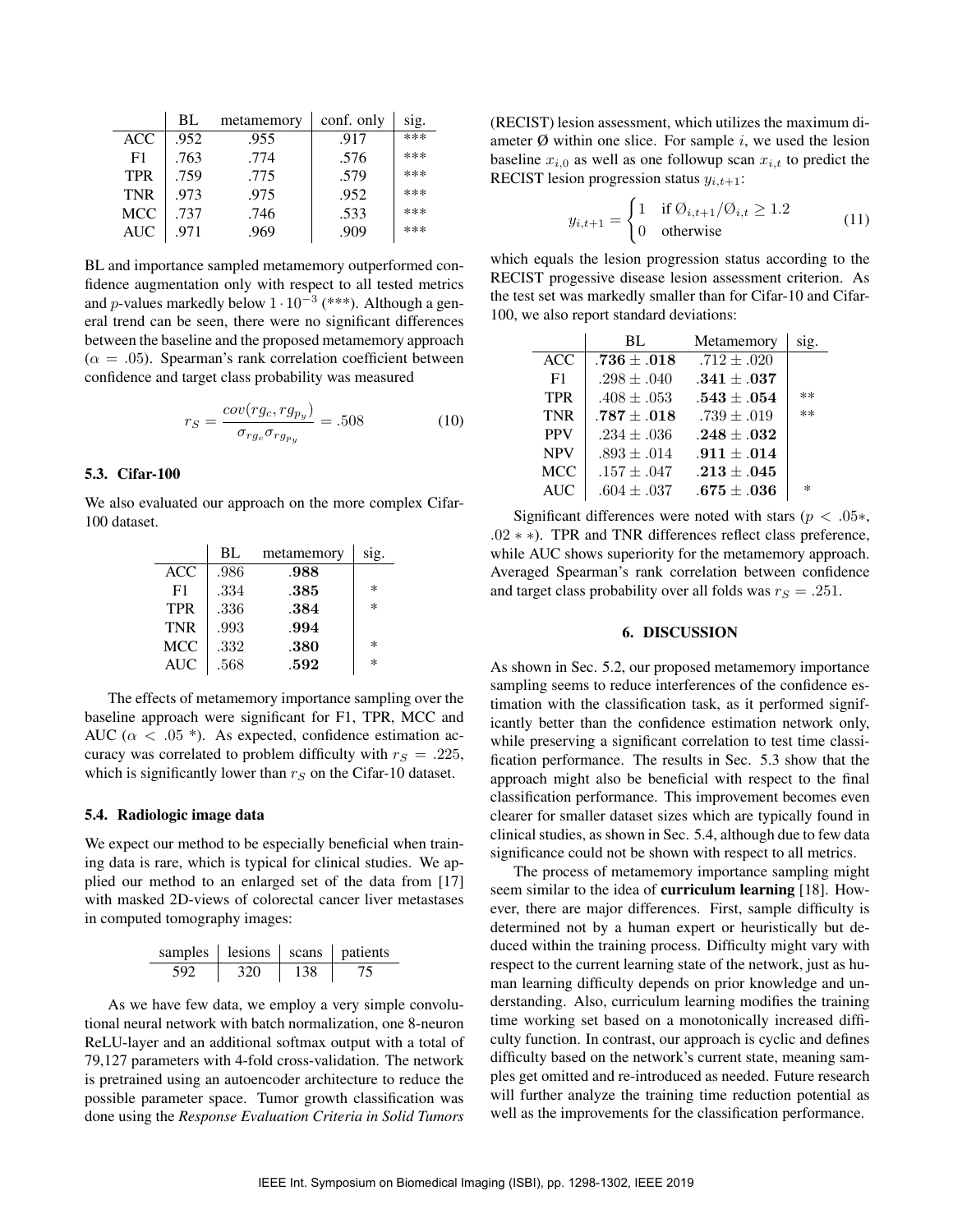| | BL | metamemory | conf. only | sig. |
|---|---|---|---|---|
| ACC | .952 | .955 | .917 | *** |
| F1 | .763 | .774 | .576 | *** |
| TPR | .759 | .775 | .579 | *** |
| TNR | .973 | .975 | .952 | *** |
| MCC | .737 | .746 | .533 | *** |
| AUC | .971 | .969 | .909 | *** |

BL and importance sampled metamemory outperformed confidence augmentation only with respect to all tested metrics and $p$-values markedly below $1 \cdot 10^{-3}$ (***). Although a general trend can be seen, there were no significant differences between the baseline and the proposed metamemory approach ($\alpha = .05$). Spearman's rank correlation coefficient between confidence and target class probability was measured

$$r_S = \frac{cov(rg_c, rg_{p_y})}{\sigma_{rg_c}\sigma_{rg_{p_y}}} = .508 \tag{10}$$

### 5.3. Cifar-100

We also evaluated our approach on the more complex Cifar-100 dataset.

| | BL | metamemory | sig. |
|---|---|---|---|
| ACC | .986 | **.988** | |
| F1 | .334 | **.385** | * |
| TPR | .336 | **.384** | * |
| TNR | .993 | **.994** | |
| MCC | .332 | **.380** | * |
| AUC | .568 | **.592** | * |

The effects of metamemory importance sampling over the baseline approach were significant for F1, TPR, MCC and AUC ($\alpha < .05$ *). As expected, confidence estimation accuracy was correlated to problem difficulty with $r_S = .225$, which is significantly lower than $r_S$ on the Cifar-10 dataset.

### 5.4. Radiologic image data

We expect our method to be especially beneficial when training data is rare, which is typical for clinical studies. We applied our method to an enlarged set of the data from [17] with masked 2D-views of colorectal cancer liver metastases in computed tomography images:

| samples | lesions | scans | patients |
|---|---|---|---|
| 592 | 320 | 138 | 75 |

As we have few data, we employ a very simple convolutional neural network with batch normalization, one 8-neuron ReLU-layer and an additional softmax output with a total of 79,127 parameters with 4-fold cross-validation. The network is pretrained using an autoencoder architecture to reduce the possible parameter space. Tumor growth classification was done using the *Response Evaluation Criteria in Solid Tumors* (RECIST) lesion assessment, which utilizes the maximum diameter Ø within one slice. For sample $i$, we used the lesion baseline $x_{i,0}$ as well as one followup scan $x_{i,t}$ to predict the RECIST lesion progression status $y_{i,t+1}$:

$$y_{i,t+1} = \begin{cases} 1 & \text{if } \varnothing_{i,t+1}/\varnothing_{i,t} \geq 1.2 \\ 0 & \text{otherwise} \end{cases} \tag{11}$$

which equals the lesion progression status according to the RECIST progessive disease lesion assessment criterion. As the test set was markedly smaller than for Cifar-10 and Cifar-100, we also report standard deviations:

| | BL | Metamemory | sig. |
|---|---|---|---|
| ACC | $\mathbf{.736 \pm .018}$ | $.712 \pm .020$ | |
| F1 | $.298 \pm .040$ | $\mathbf{.341 \pm .037}$ | |
| TPR | $.408 \pm .053$ | $\mathbf{.543 \pm .054}$ | ** |
| TNR | $\mathbf{.787 \pm .018}$ | $.739 \pm .019$ | ** |
| PPV | $.234 \pm .036$ | $\mathbf{.248 \pm .032}$ | |
| NPV | $.893 \pm .014$ | $\mathbf{.911 \pm .014}$ | |
| MCC | $.157 \pm .047$ | $\mathbf{.213 \pm .045}$ | |
| AUC | $.604 \pm .037$ | $\mathbf{.675 \pm .036}$ | * |

Significant differences were noted with stars ($p < .05*$, $.02**$). TPR and TNR differences reflect class preference, while AUC shows superiority for the metamemory approach. Averaged Spearman's rank correlation between confidence and target class probability over all folds was $r_S = .251$.

## 6. DISCUSSION

As shown in Sec. 5.2, our proposed metamemory importance sampling seems to reduce interferences of the confidence estimation with the classification task, as it performed significantly better than the confidence estimation network only, while preserving a significant correlation to test time classification performance. The results in Sec. 5.3 show that the approach might also be beneficial with respect to the final classification performance. This improvement becomes even clearer for smaller dataset sizes which are typically found in clinical studies, as shown in Sec. 5.4, although due to few data significance could not be shown with respect to all metrics.

The process of metamemory importance sampling might seem similar to the idea of **curriculum learning** [18]. However, there are major differences. First, sample difficulty is determined not by a human expert or heuristically but deduced within the training process. Difficulty might vary with respect to the current learning state of the network, just as human learning difficulty depends on prior knowledge and understanding. Also, curriculum learning modifies the training time working set based on a monotonically increased difficulty function. In contrast, our approach is cyclic and defines difficulty based on the network's current state, meaning samples get omitted and re-introduced as needed. Future research will further analyze the training time reduction potential as well as the improvements for the classification performance.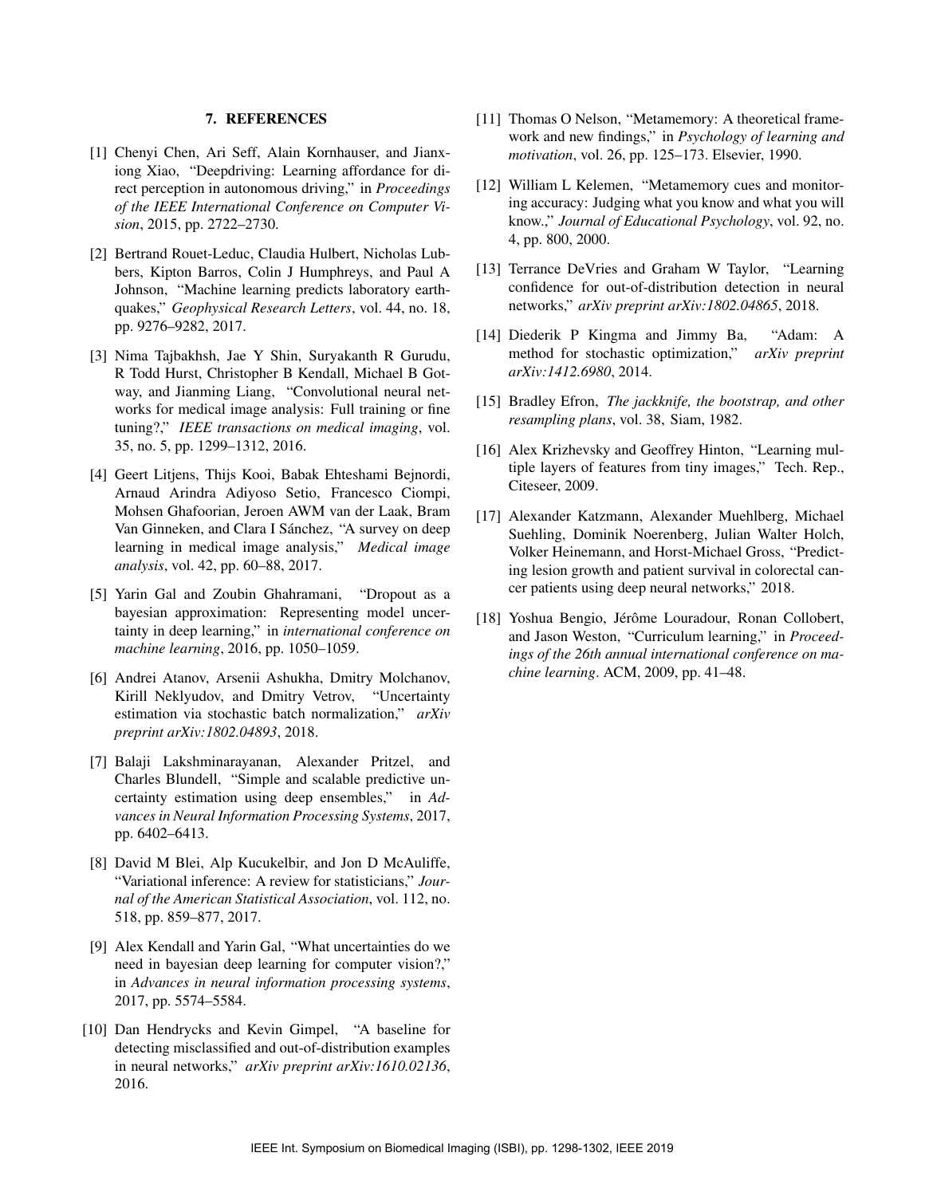## 7. REFERENCES

[1] Chenyi Chen, Ari Seff, Alain Kornhauser, and Jianxiong Xiao, "Deepdriving: Learning affordance for direct perception in autonomous driving," in *Proceedings of the IEEE International Conference on Computer Vision*, 2015, pp. 2722–2730.

[2] Bertrand Rouet-Leduc, Claudia Hulbert, Nicholas Lubbers, Kipton Barros, Colin J Humphreys, and Paul A Johnson, "Machine learning predicts laboratory earthquakes," *Geophysical Research Letters*, vol. 44, no. 18, pp. 9276–9282, 2017.

[3] Nima Tajbakhsh, Jae Y Shin, Suryakanth R Gurudu, R Todd Hurst, Christopher B Kendall, Michael B Gotway, and Jianming Liang, "Convolutional neural networks for medical image analysis: Full training or fine tuning?," *IEEE transactions on medical imaging*, vol. 35, no. 5, pp. 1299–1312, 2016.

[4] Geert Litjens, Thijs Kooi, Babak Ehteshami Bejnordi, Arnaud Arindra Adiyoso Setio, Francesco Ciompi, Mohsen Ghafoorian, Jeroen AWM van der Laak, Bram Van Ginneken, and Clara I Sánchez, "A survey on deep learning in medical image analysis," *Medical image analysis*, vol. 42, pp. 60–88, 2017.

[5] Yarin Gal and Zoubin Ghahramani, "Dropout as a bayesian approximation: Representing model uncertainty in deep learning," in *international conference on machine learning*, 2016, pp. 1050–1059.

[6] Andrei Atanov, Arsenii Ashukha, Dmitry Molchanov, Kirill Neklyudov, and Dmitry Vetrov, "Uncertainty estimation via stochastic batch normalization," *arXiv preprint arXiv:1802.04893*, 2018.

[7] Balaji Lakshminarayanan, Alexander Pritzel, and Charles Blundell, "Simple and scalable predictive uncertainty estimation using deep ensembles," in *Advances in Neural Information Processing Systems*, 2017, pp. 6402–6413.

[8] David M Blei, Alp Kucukelbir, and Jon D McAuliffe, "Variational inference: A review for statisticians," *Journal of the American Statistical Association*, vol. 112, no. 518, pp. 859–877, 2017.

[9] Alex Kendall and Yarin Gal, "What uncertainties do we need in bayesian deep learning for computer vision?," in *Advances in neural information processing systems*, 2017, pp. 5574–5584.

[10] Dan Hendrycks and Kevin Gimpel, "A baseline for detecting misclassified and out-of-distribution examples in neural networks," *arXiv preprint arXiv:1610.02136*, 2016.

[11] Thomas O Nelson, "Metamemory: A theoretical framework and new findings," in *Psychology of learning and motivation*, vol. 26, pp. 125–173. Elsevier, 1990.

[12] William L Kelemen, "Metamemory cues and monitoring accuracy: Judging what you know and what you will know.," *Journal of Educational Psychology*, vol. 92, no. 4, pp. 800, 2000.

[13] Terrance DeVries and Graham W Taylor, "Learning confidence for out-of-distribution detection in neural networks," *arXiv preprint arXiv:1802.04865*, 2018.

[14] Diederik P Kingma and Jimmy Ba, "Adam: A method for stochastic optimization," *arXiv preprint arXiv:1412.6980*, 2014.

[15] Bradley Efron, *The jackknife, the bootstrap, and other resampling plans*, vol. 38, Siam, 1982.

[16] Alex Krizhevsky and Geoffrey Hinton, "Learning multiple layers of features from tiny images," Tech. Rep., Citeseer, 2009.

[17] Alexander Katzmann, Alexander Muehlberg, Michael Suehling, Dominik Noerenberg, Julian Walter Holch, Volker Heinemann, and Horst-Michael Gross, "Predicting lesion growth and patient survival in colorectal cancer patients using deep neural networks," 2018.

[18] Yoshua Bengio, Jérôme Louradour, Ronan Collobert, and Jason Weston, "Curriculum learning," in *Proceedings of the 26th annual international conference on machine learning*. ACM, 2009, pp. 41–48.